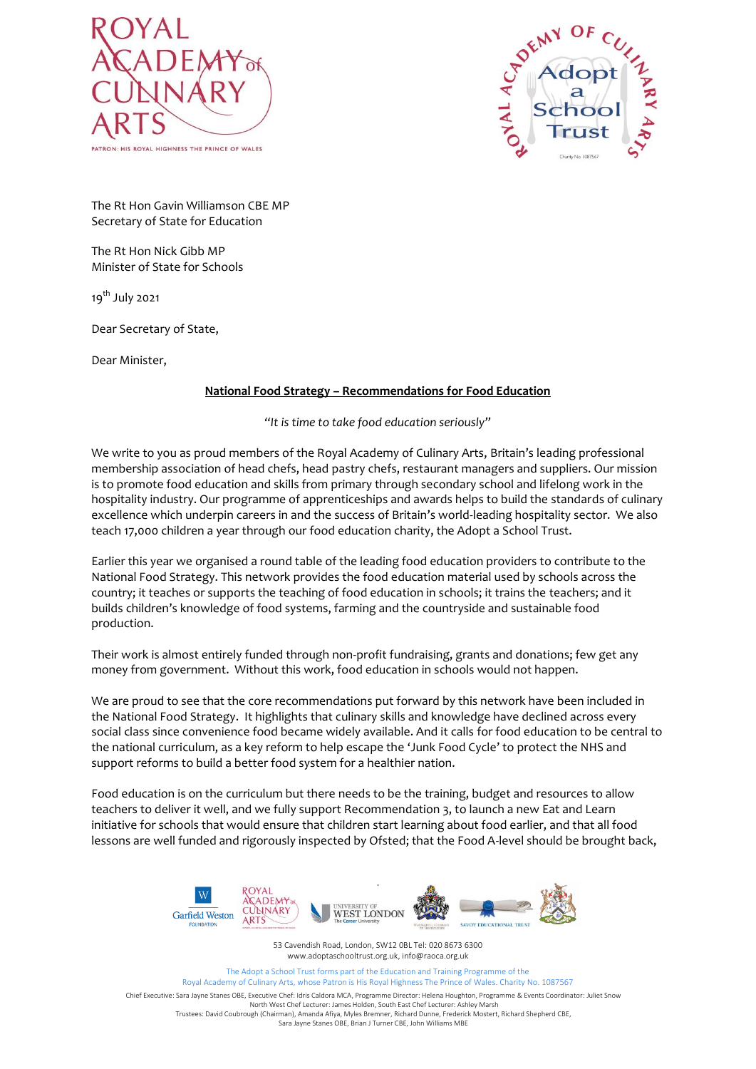ROYAL ACADEMY of CULINARY ARTS

PATRON: HIS ROYAL HIGHNESS THE PRINCE OF WALES

ROYAL ACADEMY OF CULINARY ARTS Adopt a School Trust

The Rt Hon Gavin Williamson CBE MP
Secretary of State for Education

The Rt Hon Nick Gibb MP
Minister of State for Schools

19th July 2021

Dear Secretary of State,

Dear Minister,

**National Food Strategy – Recommendations for Food Education**

*"It is time to take food education seriously"*

We write to you as proud members of the Royal Academy of Culinary Arts, Britain's leading professional membership association of head chefs, head pastry chefs, restaurant managers and suppliers. Our mission is to promote food education and skills from primary through secondary school and lifelong work in the hospitality industry. Our programme of apprenticeships and awards helps to build the standards of culinary excellence which underpin careers in and the success of Britain's world-leading hospitality sector. We also teach 17,000 children a year through our food education charity, the Adopt a School Trust.

Earlier this year we organised a round table of the leading food education providers to contribute to the National Food Strategy. This network provides the food education material used by schools across the country; it teaches or supports the teaching of food education in schools; it trains the teachers; and it builds children's knowledge of food systems, farming and the countryside and sustainable food production.

Their work is almost entirely funded through non-profit fundraising, grants and donations; few get any money from government. Without this work, food education in schools would not happen.

We are proud to see that the core recommendations put forward by this network have been included in the National Food Strategy. It highlights that culinary skills and knowledge have declined across every social class since convenience food became widely available. And it calls for food education to be central to the national curriculum, as a key reform to help escape the 'Junk Food Cycle' to protect the NHS and support reforms to build a better food system for a healthier nation.

Food education is on the curriculum but there needs to be the training, budget and resources to allow teachers to deliver it well, and we fully support Recommendation 3, to launch a new Eat and Learn initiative for schools that would ensure that children start learning about food earlier, and that all food lessons are well funded and rigorously inspected by Ofsted; that the Food A-level should be brought back,

Garfield Weston Foundation | Royal Academy of Culinary Arts | University of West London | Savoy Educational Trust

53 Cavendish Road, London, SW12 0BL Tel: 020 8673 6300
www.adoptaschooltrust.org.uk, info@raoca.org.uk

The Adopt a School Trust forms part of the Education and Training Programme of the Royal Academy of Culinary Arts, whose Patron is His Royal Highness The Prince of Wales. Charity No. 1087567

Chief Executive: Sara Jayne Stanes OBE, Executive Chef: Idris Caldora MCA, Programme Director: Helena Houghton, Programme & Events Coordinator: Juliet Snow
North West Chef Lecturer: James Holden, South East Chef Lecturer: Ashley Marsh
Trustees: David Coubrough (Chairman), Amanda Afiya, Myles Bremner, Richard Dunne, Frederick Mostert, Richard Shepherd CBE, Sara Jayne Stanes OBE, Brian J Turner CBE, John Williams MBE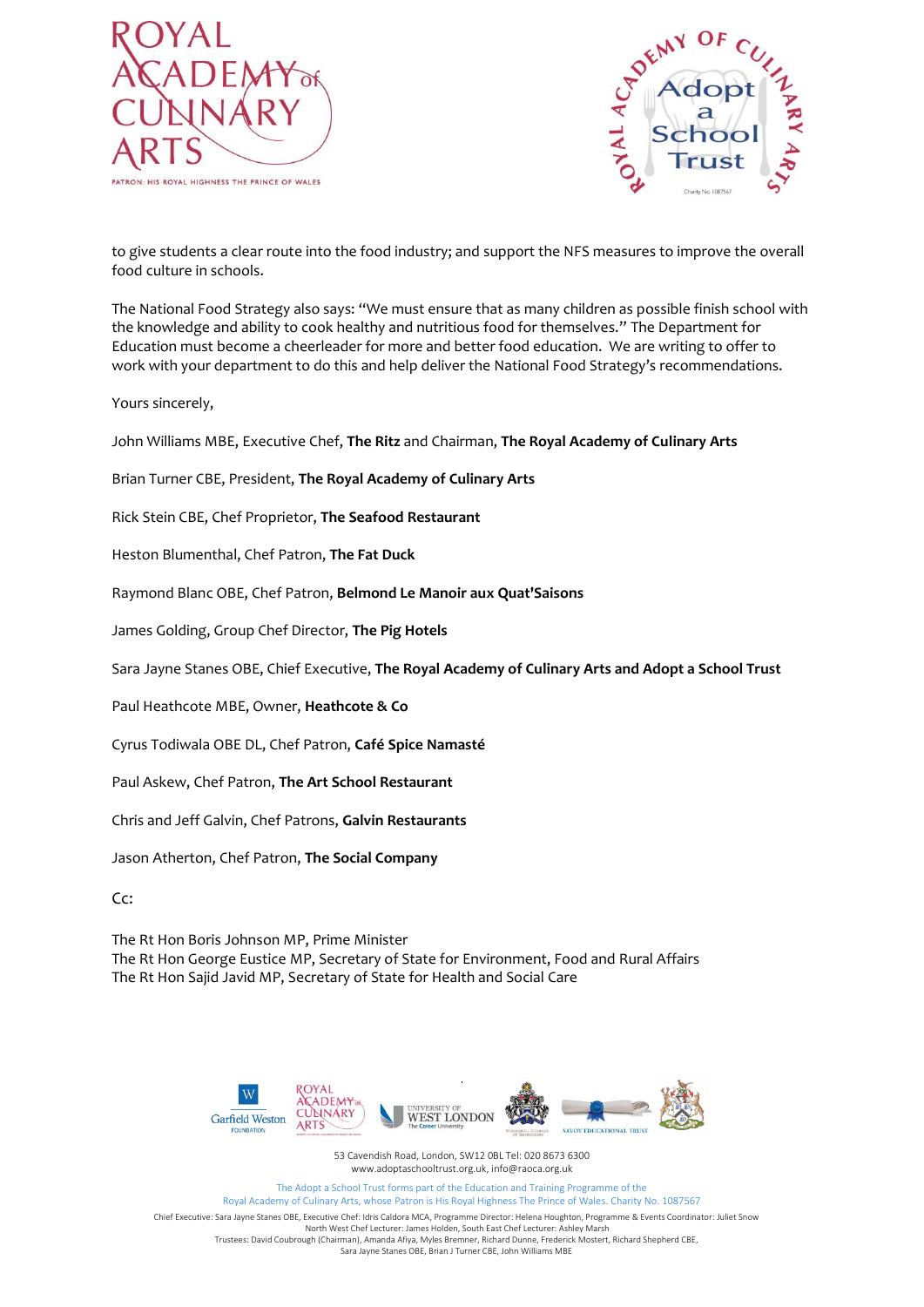to give students a clear route into the food industry; and support the NFS measures to improve the overall food culture in schools.

The National Food Strategy also says: "We must ensure that as many children as possible finish school with the knowledge and ability to cook healthy and nutritious food for themselves." The Department for Education must become a cheerleader for more and better food education. We are writing to offer to work with your department to do this and help deliver the National Food Strategy's recommendations.

Yours sincerely,

John Williams MBE, Executive Chef, **The Ritz** and Chairman, **The Royal Academy of Culinary Arts**

Brian Turner CBE, President, **The Royal Academy of Culinary Arts**

Rick Stein CBE, Chef Proprietor, **The Seafood Restaurant**

Heston Blumenthal, Chef Patron, **The Fat Duck**

Raymond Blanc OBE, Chef Patron, **Belmond Le Manoir aux Quat'Saisons**

James Golding, Group Chef Director, **The Pig Hotels**

Sara Jayne Stanes OBE, Chief Executive, **The Royal Academy of Culinary Arts and Adopt a School Trust**

Paul Heathcote MBE, Owner, **Heathcote & Co**

Cyrus Todiwala OBE DL, Chef Patron, **Café Spice Namasté**

Paul Askew, Chef Patron, **The Art School Restaurant**

Chris and Jeff Galvin, Chef Patrons, **Galvin Restaurants**

Jason Atherton, Chef Patron, **The Social Company**

Cc:

The Rt Hon Boris Johnson MP, Prime Minister
The Rt Hon George Eustice MP, Secretary of State for Environment, Food and Rural Affairs
The Rt Hon Sajid Javid MP, Secretary of State for Health and Social Care

53 Cavendish Road, London, SW12 0BL Tel: 020 8673 6300
www.adoptaschooltrust.org.uk, info@raoca.org.uk

The Adopt a School Trust forms part of the Education and Training Programme of the Royal Academy of Culinary Arts, whose Patron is His Royal Highness The Prince of Wales. Charity No. 1087567

Chief Executive: Sara Jayne Stanes OBE, Executive Chef: Idris Caldora MCA, Programme Director: Helena Houghton, Programme & Events Coordinator: Juliet Snow
North West Chef Lecturer: James Holden, South East Chef Lecturer: Ashley Marsh
Trustees: David Coubrough (Chairman), Amanda Afiya, Myles Bremner, Richard Dunne, Frederick Mostert, Richard Shepherd CBE, Sara Jayne Stanes OBE, Brian J Turner CBE, John Williams MBE